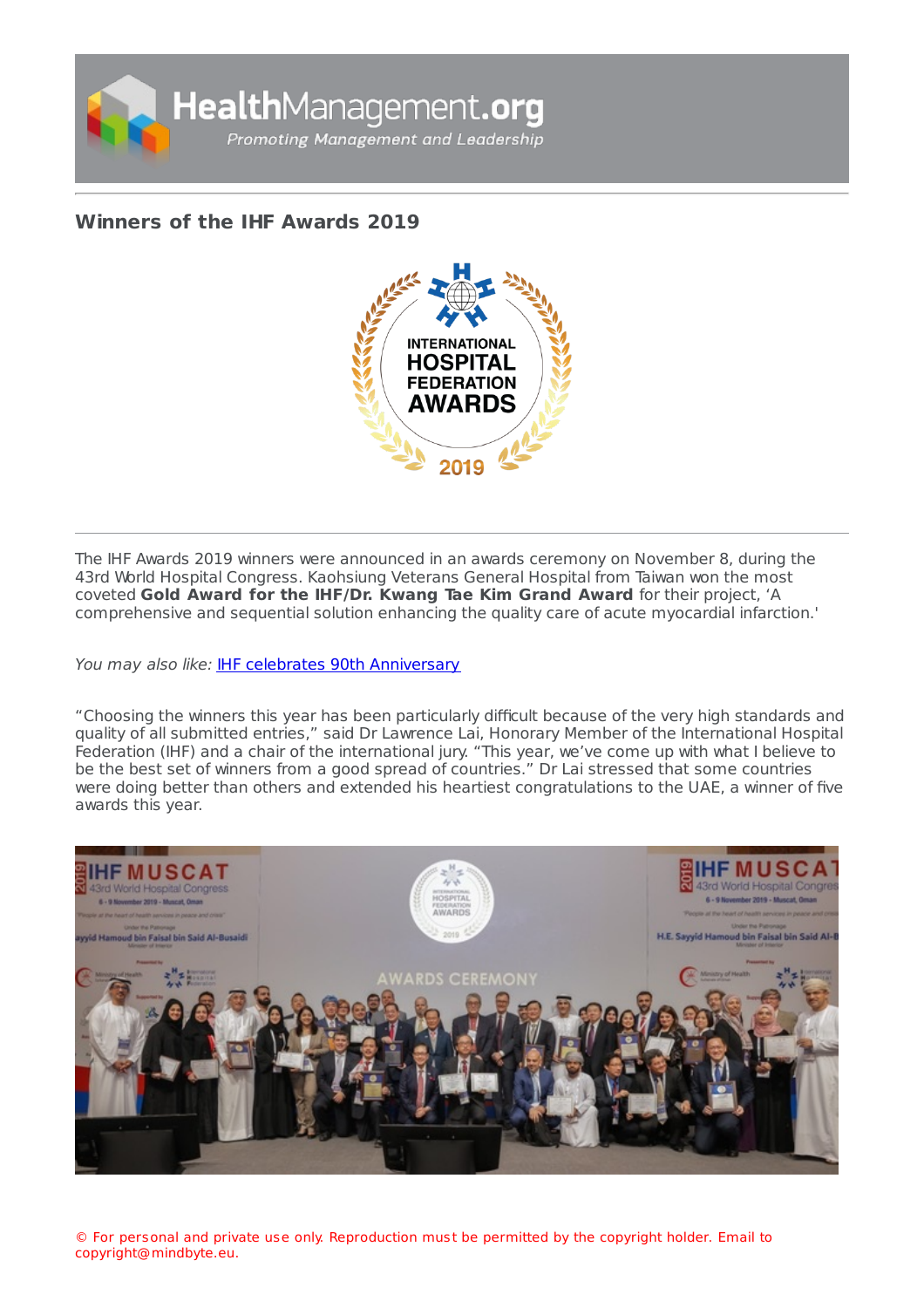# Winners of the IHF Awards 2019

The IHF Awards 2019 winners were announced in an awards ceremony on November 8, during the 43rd World Hospital Congress. Kaohsiung Veterans General Hospital from Taiwan won the most coveted **Gold Award for the IHF/Dr. Kwang Tae Kim Grand Award** for their project, 'A comprehensive and sequential solution enhancing the quality care of acute myocardial infarction.'

*You may also like:* [IHF celebrates 90th Anniversary]

"Choosing the winners this year has been particularly difficult because of the very high standards and quality of all submitted entries," said Dr Lawrence Lai, Honorary Member of the International Hospital Federation (IHF) and a chair of the international jury. "This year, we've come up with what I believe to be the best set of winners from a good spread of countries." Dr Lai stressed that some countries were doing better than others and extended his heartiest congratulations to the UAE, a winner of five awards this year.

© For personal and private use only. Reproduction must be permitted by the copyright holder. Email to copyright@mindbyte.eu.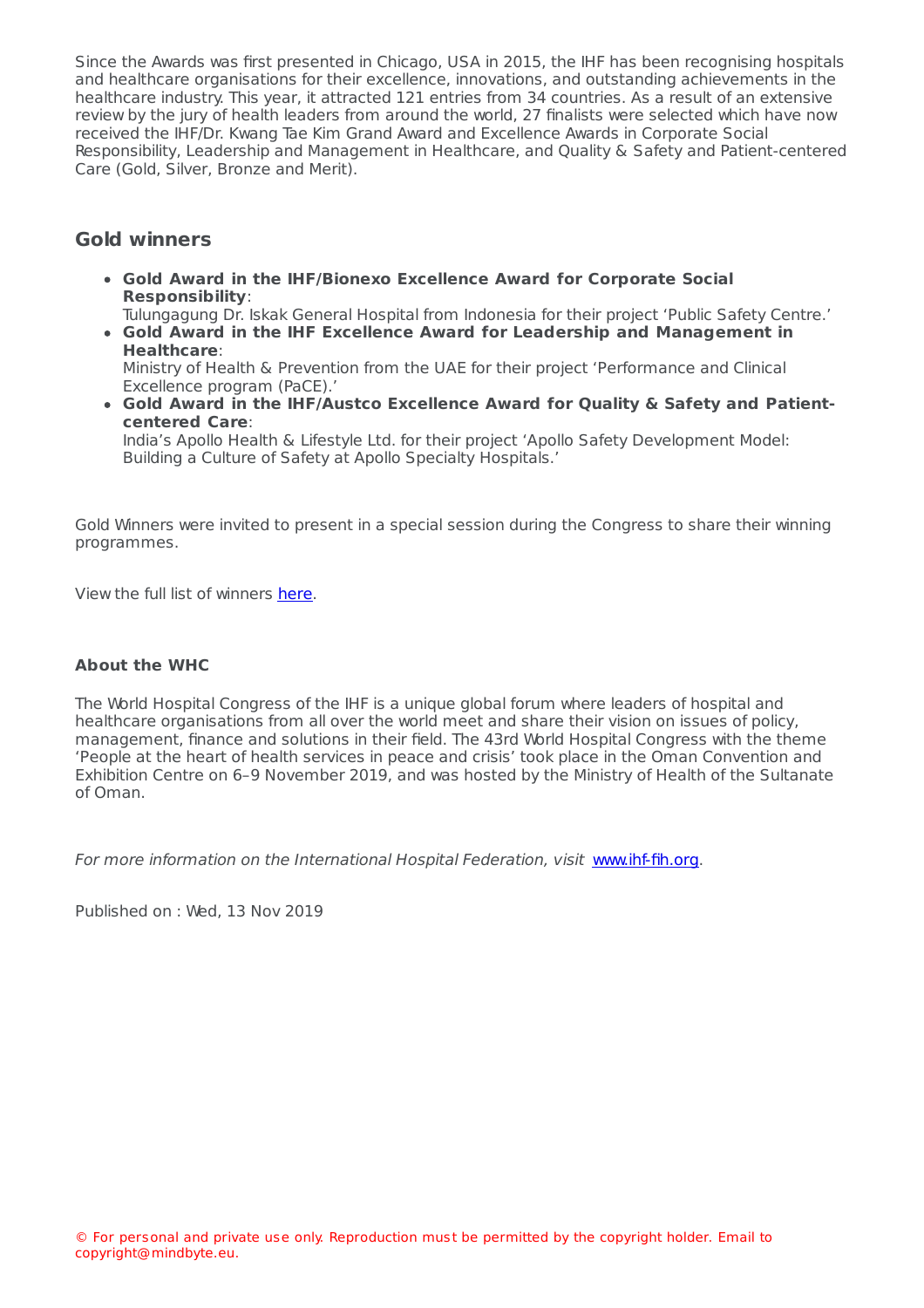Since the Awards was first presented in Chicago, USA in 2015, the IHF has been recognising hospitals and healthcare organisations for their excellence, innovations, and outstanding achievements in the healthcare industry. This year, it attracted 121 entries from 34 countries. As a result of an extensive review by the jury of health leaders from around the world, 27 finalists were selected which have now received the IHF/Dr. Kwang Tae Kim Grand Award and Excellence Awards in Corporate Social Responsibility, Leadership and Management in Healthcare, and Quality & Safety and Patient-centered Care (Gold, Silver, Bronze and Merit).

## Gold winners

- **Gold Award in the IHF/Bionexo Excellence Award for Corporate Social Responsibility**:
  Tulungagung Dr. Iskak General Hospital from Indonesia for their project 'Public Safety Centre.'
- **Gold Award in the IHF Excellence Award for Leadership and Management in Healthcare**:
  Ministry of Health & Prevention from the UAE for their project 'Performance and Clinical Excellence program (PaCE).'
- **Gold Award in the IHF/Austco Excellence Award for Quality & Safety and Patient-centered Care**:
  India's Apollo Health & Lifestyle Ltd. for their project 'Apollo Safety Development Model: Building a Culture of Safety at Apollo Specialty Hospitals.'

Gold Winners were invited to present in a special session during the Congress to share their winning programmes.

View the full list of winners here.

**About the WHC**

The World Hospital Congress of the IHF is a unique global forum where leaders of hospital and healthcare organisations from all over the world meet and share their vision on issues of policy, management, finance and solutions in their field. The 43rd World Hospital Congress with the theme 'People at the heart of health services in peace and crisis' took place in the Oman Convention and Exhibition Centre on 6–9 November 2019, and was hosted by the Ministry of Health of the Sultanate of Oman.

*For more information on the International Hospital Federation, visit* www.ihf-fih.org.

Published on : Wed, 13 Nov 2019

© For personal and private use only. Reproduction must be permitted by the copyright holder. Email to copyright@mindbyte.eu.